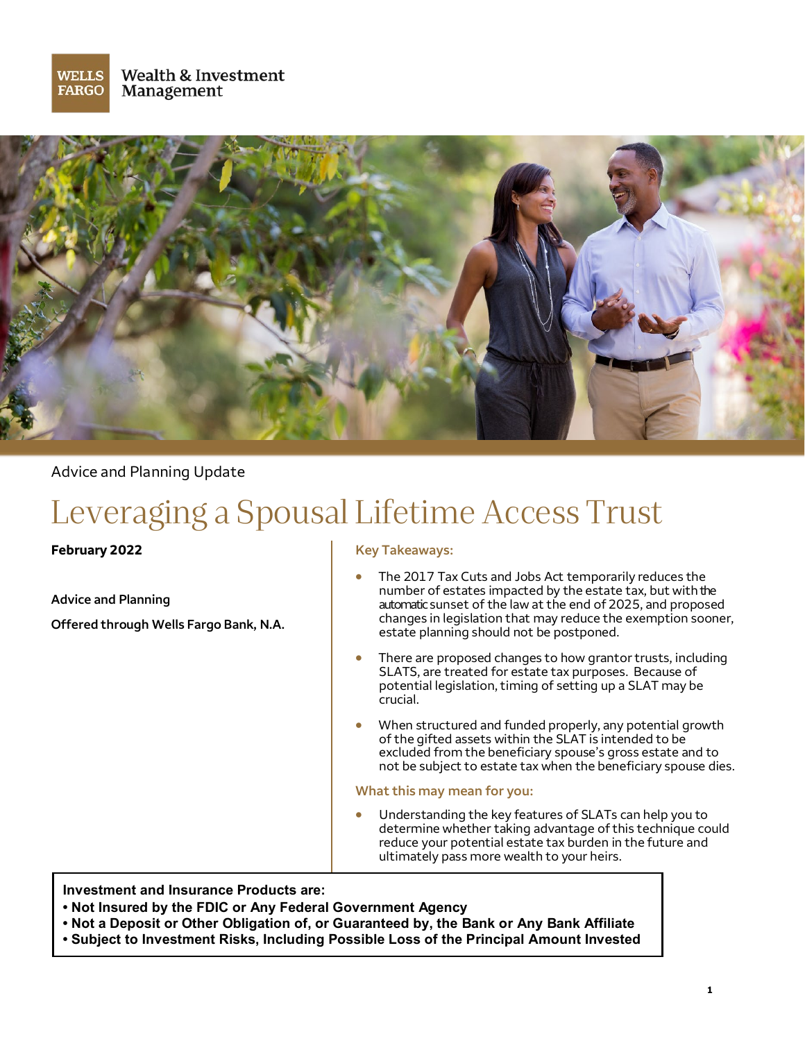Wells Fargo Wealth & Investment Management

Advice and Planning Update

# Leveraging a Spousal Lifetime Access Trust

**February 2022**

**Advice and Planning**

**Offered through Wells Fargo Bank, N.A.**

### Key Takeaways:

- The 2017 Tax Cuts and Jobs Act temporarily reduces the number of estates impacted by the estate tax, but with the automatic sunset of the law at the end of 2025, and proposed changes in legislation that may reduce the exemption sooner, estate planning should not be postponed.
- There are proposed changes to how grantor trusts, including SLATS, are treated for estate tax purposes. Because of potential legislation, timing of setting up a SLAT may be crucial.
- When structured and funded properly, any potential growth of the gifted assets within the SLAT is intended to be excluded from the beneficiary spouse's gross estate and to not be subject to estate tax when the beneficiary spouse dies.

### What this may mean for you:

- Understanding the key features of SLATs can help you to determine whether taking advantage of this technique could reduce your potential estate tax burden in the future and ultimately pass more wealth to your heirs.

**Investment and Insurance Products are:**
- **Not Insured by the FDIC or Any Federal Government Agency**
- **Not a Deposit or Other Obligation of, or Guaranteed by, the Bank or Any Bank Affiliate**
- **Subject to Investment Risks, Including Possible Loss of the Principal Amount Invested**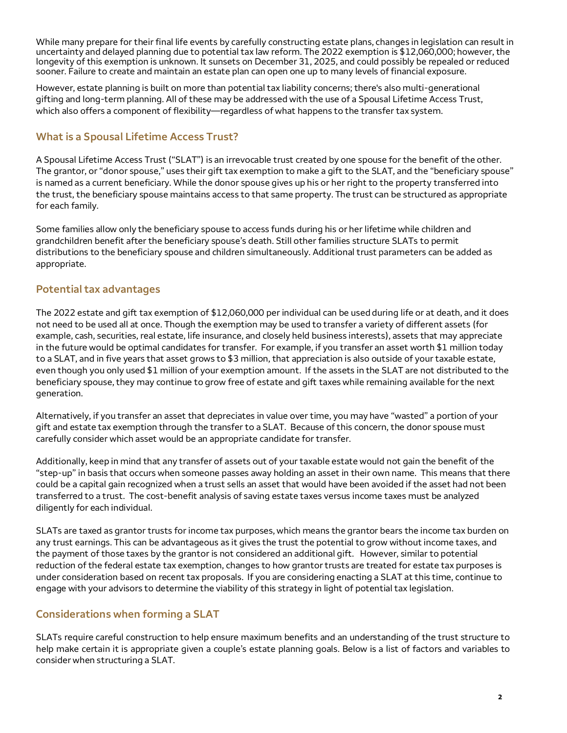While many prepare for their final life events by carefully constructing estate plans, changes in legislation can result in uncertainty and delayed planning due to potential tax law reform. The 2022 exemption is $12,060,000; however, the longevity of this exemption is unknown. It sunsets on December 31, 2025, and could possibly be repealed or reduced sooner. Failure to create and maintain an estate plan can open one up to many levels of financial exposure.

However, estate planning is built on more than potential tax liability concerns; there's also multi-generational gifting and long-term planning. All of these may be addressed with the use of a Spousal Lifetime Access Trust, which also offers a component of flexibility—regardless of what happens to the transfer tax system.

## What is a Spousal Lifetime Access Trust?

A Spousal Lifetime Access Trust ("SLAT") is an irrevocable trust created by one spouse for the benefit of the other. The grantor, or "donor spouse," uses their gift tax exemption to make a gift to the SLAT, and the "beneficiary spouse" is named as a current beneficiary. While the donor spouse gives up his or her right to the property transferred into the trust, the beneficiary spouse maintains access to that same property. The trust can be structured as appropriate for each family.

Some families allow only the beneficiary spouse to access funds during his or her lifetime while children and grandchildren benefit after the beneficiary spouse's death. Still other families structure SLATs to permit distributions to the beneficiary spouse and children simultaneously. Additional trust parameters can be added as appropriate.

## Potential tax advantages

The 2022 estate and gift tax exemption of $12,060,000 per individual can be used during life or at death, and it does not need to be used all at once. Though the exemption may be used to transfer a variety of different assets (for example, cash, securities, real estate, life insurance, and closely held business interests), assets that may appreciate in the future would be optimal candidates for transfer. For example, if you transfer an asset worth $1 million today to a SLAT, and in five years that asset grows to $3 million, that appreciation is also outside of your taxable estate, even though you only used $1 million of your exemption amount. If the assets in the SLAT are not distributed to the beneficiary spouse, they may continue to grow free of estate and gift taxes while remaining available for the next generation.

Alternatively, if you transfer an asset that depreciates in value over time, you may have "wasted" a portion of your gift and estate tax exemption through the transfer to a SLAT. Because of this concern, the donor spouse must carefully consider which asset would be an appropriate candidate for transfer.

Additionally, keep in mind that any transfer of assets out of your taxable estate would not gain the benefit of the "step-up" in basis that occurs when someone passes away holding an asset in their own name. This means that there could be a capital gain recognized when a trust sells an asset that would have been avoided if the asset had not been transferred to a trust. The cost-benefit analysis of saving estate taxes versus income taxes must be analyzed diligently for each individual.

SLATs are taxed as grantor trusts for income tax purposes, which means the grantor bears the income tax burden on any trust earnings. This can be advantageous as it gives the trust the potential to grow without income taxes, and the payment of those taxes by the grantor is not considered an additional gift. However, similar to potential reduction of the federal estate tax exemption, changes to how grantor trusts are treated for estate tax purposes is under consideration based on recent tax proposals. If you are considering enacting a SLAT at this time, continue to engage with your advisors to determine the viability of this strategy in light of potential tax legislation.

## Considerations when forming a SLAT

SLATs require careful construction to help ensure maximum benefits and an understanding of the trust structure to help make certain it is appropriate given a couple's estate planning goals. Below is a list of factors and variables to consider when structuring a SLAT.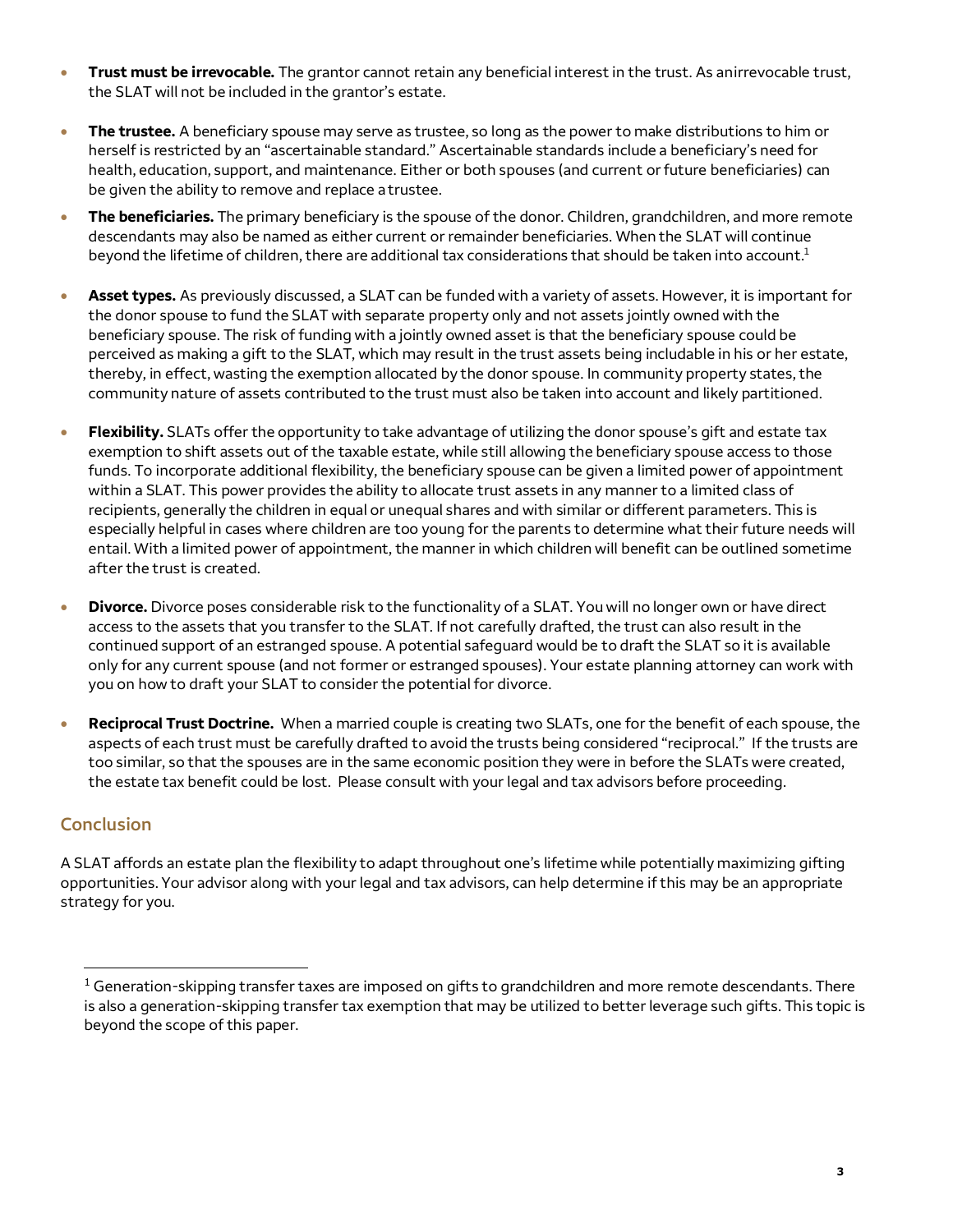- **Trust must be irrevocable.** The grantor cannot retain any beneficial interest in the trust. As anirrevocable trust, the SLAT will not be included in the grantor's estate.

- **The trustee.** A beneficiary spouse may serve as trustee, so long as the power to make distributions to him or herself is restricted by an "ascertainable standard." Ascertainable standards include a beneficiary's need for health, education, support, and maintenance. Either or both spouses (and current or future beneficiaries) can be given the ability to remove and replace a trustee.

- **The beneficiaries.** The primary beneficiary is the spouse of the donor. Children, grandchildren, and more remote descendants may also be named as either current or remainder beneficiaries. When the SLAT will continue beyond the lifetime of children, there are additional tax considerations that should be taken into account.[1]

- **Asset types.** As previously discussed, a SLAT can be funded with a variety of assets. However, it is important for the donor spouse to fund the SLAT with separate property only and not assets jointly owned with the beneficiary spouse. The risk of funding with a jointly owned asset is that the beneficiary spouse could be perceived as making a gift to the SLAT, which may result in the trust assets being includable in his or her estate, thereby, in effect, wasting the exemption allocated by the donor spouse. In community property states, the community nature of assets contributed to the trust must also be taken into account and likely partitioned.

- **Flexibility.** SLATs offer the opportunity to take advantage of utilizing the donor spouse's gift and estate tax exemption to shift assets out of the taxable estate, while still allowing the beneficiary spouse access to those funds. To incorporate additional flexibility, the beneficiary spouse can be given a limited power of appointment within a SLAT. This power provides the ability to allocate trust assets in any manner to a limited class of recipients, generally the children in equal or unequal shares and with similar or different parameters. This is especially helpful in cases where children are too young for the parents to determine what their future needs will entail. With a limited power of appointment, the manner in which children will benefit can be outlined sometime after the trust is created.

- **Divorce.** Divorce poses considerable risk to the functionality of a SLAT. You will no longer own or have direct access to the assets that you transfer to the SLAT. If not carefully drafted, the trust can also result in the continued support of an estranged spouse. A potential safeguard would be to draft the SLAT so it is available only for any current spouse (and not former or estranged spouses). Your estate planning attorney can work with you on how to draft your SLAT to consider the potential for divorce.

- **Reciprocal Trust Doctrine.** When a married couple is creating two SLATs, one for the benefit of each spouse, the aspects of each trust must be carefully drafted to avoid the trusts being considered "reciprocal." If the trusts are too similar, so that the spouses are in the same economic position they were in before the SLATs were created, the estate tax benefit could be lost. Please consult with your legal and tax advisors before proceeding.

## Conclusion

A SLAT affords an estate plan the flexibility to adapt throughout one's lifetime while potentially maximizing gifting opportunities. Your advisor along with your legal and tax advisors, can help determine if this may be an appropriate strategy for you.

---

[1] Generation-skipping transfer taxes are imposed on gifts to grandchildren and more remote descendants. There is also a generation-skipping transfer tax exemption that may be utilized to better leverage such gifts. This topic is beyond the scope of this paper.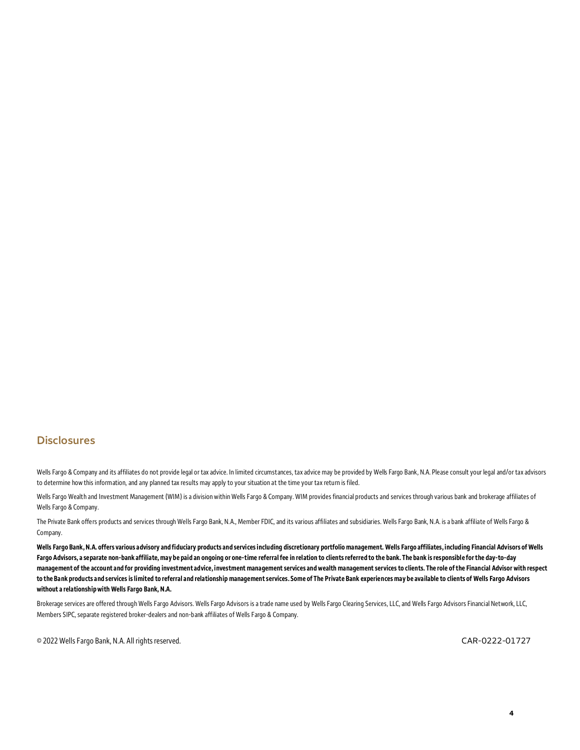## Disclosures

Wells Fargo & Company and its affiliates do not provide legal or tax advice. In limited circumstances, tax advice may be provided by Wells Fargo Bank, N.A. Please consult your legal and/or tax advisors to determine how this information, and any planned tax results may apply to your situation at the time your tax return is filed.

Wells Fargo Wealth and Investment Management (WIM) is a division within Wells Fargo & Company. WIM provides financial products and services through various bank and brokerage affiliates of Wells Fargo & Company.

The Private Bank offers products and services through Wells Fargo Bank, N.A., Member FDIC, and its various affiliates and subsidiaries. Wells Fargo Bank, N.A. is a bank affiliate of Wells Fargo & Company.

**Wells Fargo Bank, N.A. offers various advisory and fiduciary products and services including discretionary portfolio management. Wells Fargo affiliates, including Financial Advisors of Wells Fargo Advisors, a separate non-bank affiliate, may be paid an ongoing or one-time referral fee in relation to clients referred to the bank. The bank is responsible for the day-to-day management of the account and for providing investment advice, investment management services and wealth management services to clients. The role of the Financial Advisor with respect to the Bank products and services is limited to referral and relationship management services. Some of The Private Bank experiences may be available to clients of Wells Fargo Advisors without a relationship with Wells Fargo Bank, N.A.**

Brokerage services are offered through Wells Fargo Advisors. Wells Fargo Advisors is a trade name used by Wells Fargo Clearing Services, LLC, and Wells Fargo Advisors Financial Network, LLC, Members SIPC, separate registered broker-dealers and non-bank affiliates of Wells Fargo & Company.

© 2022 Wells Fargo Bank, N.A. All rights reserved. CAR-0222-01727